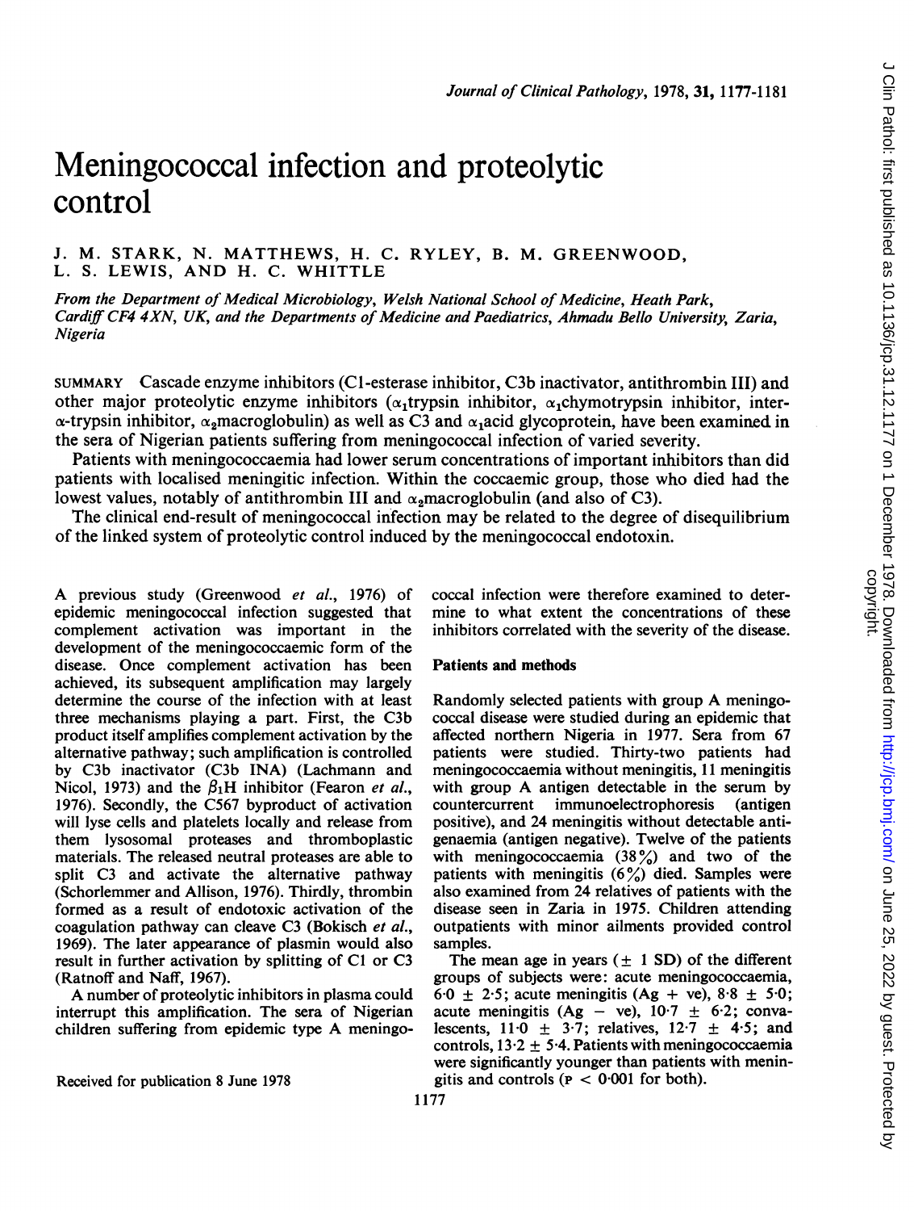# Meningococcal infection and proteolytic control

J. M. STARK, N. MATTHEWS, H. C. RYLEY, B. M. GREENWOOD, L. S. LEWIS, AND H. C. WHITTLE

*From the Department of Medical Microbiology, Welsh National School of Medicine, Heath Park, Cardiff CF4 4XN, UK, and the Departments of Medicine and Paediatrics, Ahmadu Bello University, Zaria, Nigeria*

SUMMARY Cascade enzyme inhibitors (C1-esterase inhibitor, C3b inactivator, antithrombin III) and other major proteolytic enzyme inhibitors ($\alpha_1$trypsin inhibitor, $\alpha_1$chymotrypsin inhibitor, inter-$\alpha$-trypsin inhibitor, $\alpha_2$macroglobulin) as well as C3 and $\alpha_1$acid glycoprotein, have been examined in the sera of Nigerian patients suffering from meningococcal infection of varied severity.

Patients with meningococcaemia had lower serum concentrations of important inhibitors than did patients with localised meningitic infection. Within the coccaemic group, those who died had the lowest values, notably of antithrombin III and $\alpha_2$macroglobulin (and also of C3).

The clinical end-result of meningococcal infection may be related to the degree of disequilibrium of the linked system of proteolytic control induced by the meningococcal endotoxin.

A previous study (Greenwood *et al.*, 1976) of epidemic meningococcal infection suggested that complement activation was important in the development of the meningococcaemic form of the disease. Once complement activation has been achieved, its subsequent amplification may largely determine the course of the infection with at least three mechanisms playing a part. First, the C3b product itself amplifies complement activation by the alternative pathway; such amplification is controlled by C3b inactivator (C3b INA) (Lachmann and Nicol, 1973) and the $\beta_1$H inhibitor (Fearon *et al.*, 1976). Secondly, the C567 byproduct of activation will lyse cells and platelets locally and release from them lysosomal proteases and thromboplastic materials. The released neutral proteases are able to split C3 and activate the alternative pathway (Schorlemmer and Allison, 1976). Thirdly, thrombin formed as a result of endotoxic activation of the coagulation pathway can cleave C3 (Bokisch *et al.*, 1969). The later appearance of plasmin would also result in further activation by splitting of C1 or C3 (Ratnoff and Naff, 1967).

A number of proteolytic inhibitors in plasma could interrupt this amplification. The sera of Nigerian children suffering from epidemic type A meningococcal infection were therefore examined to determine to what extent the concentrations of these inhibitors correlated with the severity of the disease.

## Patients and methods

Randomly selected patients with group A meningococcal disease were studied during an epidemic that affected northern Nigeria in 1977. Sera from 67 patients were studied. Thirty-two patients had meningococcaemia without meningitis, 11 meningitis with group A antigen detectable in the serum by countercurrent immunoelectrophoresis (antigen positive), and 24 meningitis without detectable antigenaemia (antigen negative). Twelve of the patients with meningococcaemia (38%) and two of the patients with meningitis (6%) died. Samples were also examined from 24 relatives of patients with the disease seen in Zaria in 1975. Children attending outpatients with minor ailments provided control samples.

The mean age in years ($\pm$ 1 SD) of the different groups of subjects were: acute meningococcaemia, $6{\cdot}0 \pm 2{\cdot}5$; acute meningitis (Ag + ve), $8{\cdot}8 \pm 5{\cdot}0$; acute meningitis (Ag − ve), $10{\cdot}7 \pm 6{\cdot}2$; convalescents, $11{\cdot}0 \pm 3{\cdot}7$; relatives, $12{\cdot}7 \pm 4{\cdot}5$; and controls, $13{\cdot}2 \pm 5{\cdot}4$. Patients with meningococcaemia were significantly younger than patients with meningitis and controls ($P < 0{\cdot}001$ for both).

Received for publication 8 June 1978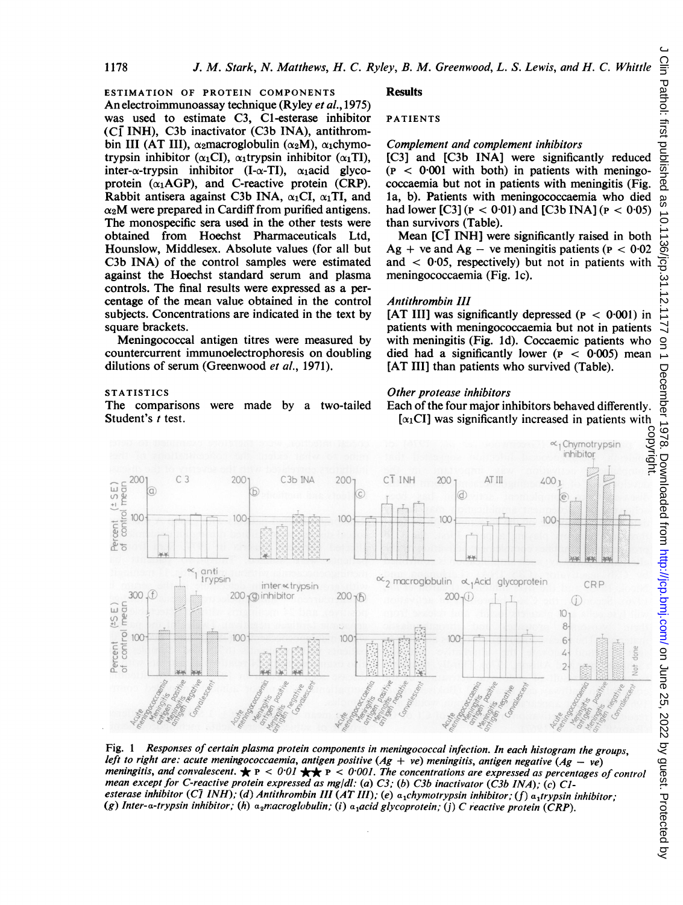### ESTIMATION OF PROTEIN COMPONENTS

An electroimmunoassay technique (Ryley *et al.*, 1975) was used to estimate C3, C1-esterase inhibitor ($C\bar{1}$ INH), C3b inactivator (C3b INA), antithrombin III (AT III), $\alpha_2$macroglobulin ($\alpha_2$M), $\alpha_1$chymotrypsin inhibitor ($\alpha_1$CI), $\alpha_1$trypsin inhibitor ($\alpha_1$TI), inter-$\alpha$-trypsin inhibitor (I-$\alpha$-TI), $\alpha_1$acid glycoprotein ($\alpha_1$AGP), and C-reactive protein (CRP). Rabbit antisera against C3b INA, $\alpha_1$CI, $\alpha_1$TI, and $\alpha_2$M were prepared in Cardiff from purified antigens. The monospecific sera used in the other tests were obtained from Hoechst Pharmaceuticals Ltd, Hounslow, Middlesex. Absolute values (for all but C3b INA) of the control samples were estimated against the Hoechst standard serum and plasma controls. The final results were expressed as a percentage of the mean value obtained in the control subjects. Concentrations are indicated in the text by square brackets.

Meningococcal antigen titres were measured by countercurrent immunoelectrophoresis on doubling dilutions of serum (Greenwood *et al.*, 1971).

### STATISTICS

The comparisons were made by a two-tailed Student's *t* test.

## Results

### PATIENTS

*Complement and complement inhibitors*

[C3] and [C3b INA] were significantly reduced ($P < 0.001$ with both) in patients with meningococcaemia but not in patients with meningitis (Fig. 1a, b). Patients with meningococcaemia who died had lower [C3] ($P < 0.01$) and [C3b INA] ($P < 0.05$) than survivors (Table).

Mean [$C\bar{1}$ INH] were significantly raised in both Ag + ve and Ag − ve meningitis patients ($P < 0.02$ and $< 0.05$, respectively) but not in patients with meningococcaemia (Fig. 1c).

*Antithrombin III*

[AT III] was significantly depressed ($P < 0.001$) in patients with meningococcaemia but not in patients with meningitis (Fig. 1d). Coccaemic patients who died had a significantly lower ($P < 0.005$) mean [AT III] than patients who survived (Table).

*Other protease inhibitors*

Each of the four major inhibitors behaved differently. [$\alpha_1$CI] was significantly increased in patients with

Fig. 1 *Responses of certain plasma protein components in meningococcal infection. In each histogram the groups, left to right are: acute meningococcaemia, antigen positive (Ag + ve) meningitis, antigen negative (Ag − ve) meningitis, and convalescent.* ★ $P < 0.01$ ★★ $P < 0.001$. *The concentrations are expressed as percentages of control mean except for C-reactive protein expressed as mg/dl: (a) C3; (b) C3b inactivator (C3b INA); (c) C1-esterase inhibitor ($C\bar{1}$ INH); (d) Antithrombin III (AT III); (e) $\alpha_1$chymotrypsin inhibitor; (f) $\alpha_1$trypsin inhibitor; (g) Inter-$\alpha$-trypsin inhibitor; (h) $\alpha_2$macroglobulin; (i) $\alpha_1$acid glycoprotein; (j) C reactive protein (CRP).*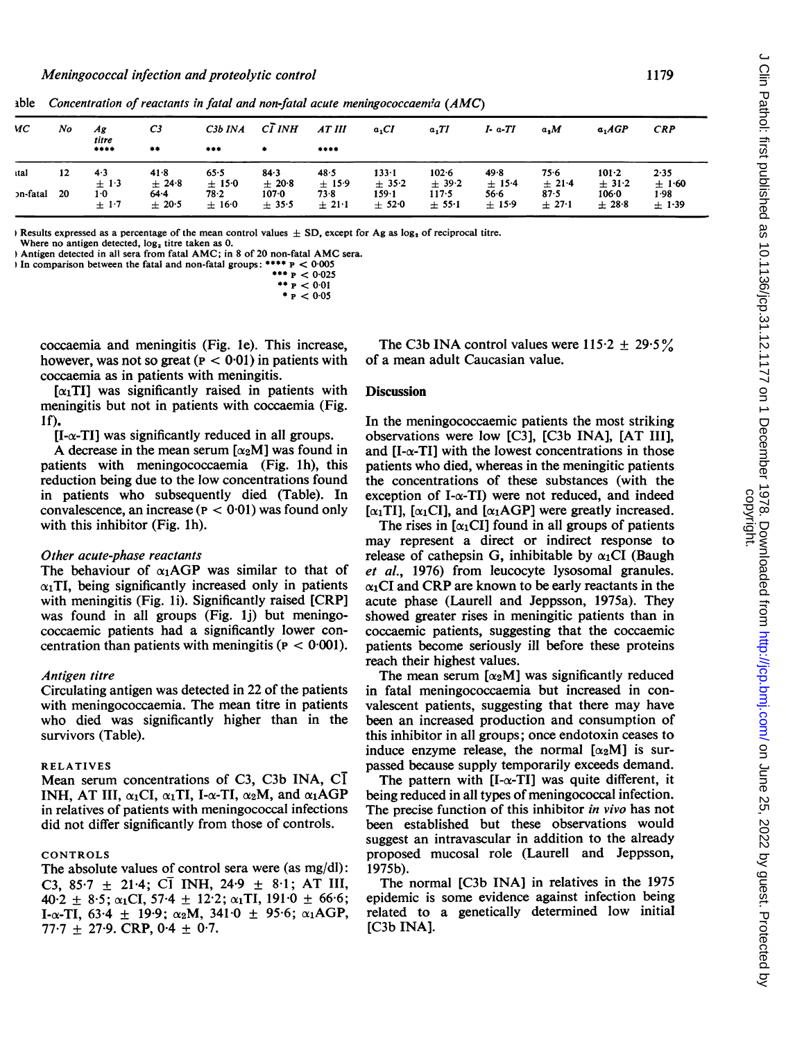*Table Concentration of reactants in fatal and non-fatal acute meningococcaemia (AMC)*

| AMC | No | Ag titre **** | C3 ** | C3b INA *** | $C\bar{1}$ INH * | AT III **** | $\alpha_1CI$ | $\alpha_1TI$ | I-α-TI | $\alpha_2M$ | $\alpha_1AGP$ | CRP |
|---|---|---|---|---|---|---|---|---|---|---|---|---|
| Fatal | 12 | 4·3 ± 1·3 | 41·8 ± 24·8 | 65·5 ± 15·0 | 84·3 ± 20·8 | 48·5 ± 15·9 | 133·1 ± 35·2 | 102·6 ± 39·2 | 49·8 ± 15·4 | 75·6 ± 21·4 | 101·2 ± 31·2 | 2·35 ± 1·60 |
| Non-fatal | 20 | 1·0 ± 1·7 | 64·4 ± 20·5 | 78·2 ± 16·0 | 107·0 ± 35·5 | 73·8 ± 21·1 | 159·1 ± 52·0 | 117·5 ± 55·1 | 56·6 ± 15·9 | 87·5 ± 27·1 | 106·0 ± 28·8 | 1·98 ± 1·39 |

(a) Results expressed as a percentage of the mean control values ± SD, except for Ag as $\log_2$ of reciprocal titre.
Where no antigen detected, $\log_2$ titre taken as 0.
(b) Antigen detected in all sera from fatal AMC; in 8 of 20 non-fatal AMC sera.
(c) In comparison between the fatal and non-fatal groups: **** $P < 0.005$
*** $P < 0.025$
** $P < 0.01$
* $P < 0.05$

coccaemia and meningitis (Fig. 1e). This increase, however, was not so great ($P < 0.01$) in patients with coccaemia as in patients with meningitis.

[$\alpha_1$TI] was significantly raised in patients with meningitis but not in patients with coccaemia (Fig. 1f).

[I-α-TI] was significantly reduced in all groups.

A decrease in the mean serum [$\alpha_2$M] was found in patients with meningococcaemia (Fig. 1h), this reduction being due to the low concentrations found in patients who subsequently died (Table). In convalescence, an increase ($P < 0.01$) was found only with this inhibitor (Fig. 1h).

### Other acute-phase reactants

The behaviour of $\alpha_1$AGP was similar to that of $\alpha_1$TI, being significantly increased only in patients with meningitis (Fig. 1i). Significantly raised [CRP] was found in all groups (Fig. 1j) but meningococcaemic patients had a significantly lower concentration than patients with meningitis ($P < 0.001$).

### Antigen titre

Circulating antigen was detected in 22 of the patients with meningococcaemia. The mean titre in patients who died was significantly higher than in the survivors (Table).

### RELATIVES

Mean serum concentrations of C3, C3b INA, $C\bar{1}$ INH, AT III, $\alpha_1$CI, $\alpha_1$TI, I-α-TI, $\alpha_2$M, and $\alpha_1$AGP in relatives of patients with meningococcal infections did not differ significantly from those of controls.

### CONTROLS

The absolute values of control sera were (as mg/dl): C3, 85·7 ± 21·4; $C\bar{1}$ INH, 24·9 ± 8·1; AT III, 40·2 ± 8·5; $\alpha_1$CI, 57·4 ± 12·2; $\alpha_1$TI, 191·0 ± 66·6; I-α-TI, 63·4 ± 19·9; $\alpha_2$M, 341·0 ± 95·6; $\alpha_1$AGP, 77·7 ± 27·9. CRP, 0·4 ± 0·7.

The C3b INA control values were 115·2 ± 29·5% of a mean adult Caucasian value.

## Discussion

In the meningococcaemic patients the most striking observations were low [C3], [C3b INA], [AT III], and [I-α-TI] with the lowest concentrations in those patients who died, whereas in the meningitic patients the concentrations of these substances (with the exception of I-α-TI) were not reduced, and indeed [$\alpha_1$TI], [$\alpha_1$CI], and [$\alpha_1$AGP] were greatly increased.

The rises in [$\alpha_1$CI] found in all groups of patients may represent a direct or indirect response to release of cathepsin G, inhibitable by $\alpha_1$CI (Baugh *et al.*, 1976) from leucocyte lysosomal granules. $\alpha_1$CI and CRP are known to be early reactants in the acute phase (Laurell and Jeppsson, 1975a). They showed greater rises in meningitic patients than in coccaemic patients, suggesting that the coccaemic patients become seriously ill before these proteins reach their highest values.

The mean serum [$\alpha_2$M] was significantly reduced in fatal meningococcaemia but increased in convalescent patients, suggesting that there may have been an increased production and consumption of this inhibitor in all groups; once endotoxin ceases to induce enzyme release, the normal [$\alpha_2$M] is surpassed because supply temporarily exceeds demand.

The pattern with [I-α-TI] was quite different, it being reduced in all types of meningococcal infection. The precise function of this inhibitor *in vivo* has not been established but these observations would suggest an intravascular in addition to the already proposed mucosal role (Laurell and Jeppsson, 1975b).

The normal [C3b INA] in relatives in the 1975 epidemic is some evidence against infection being related to a genetically determined low initial [C3b INA].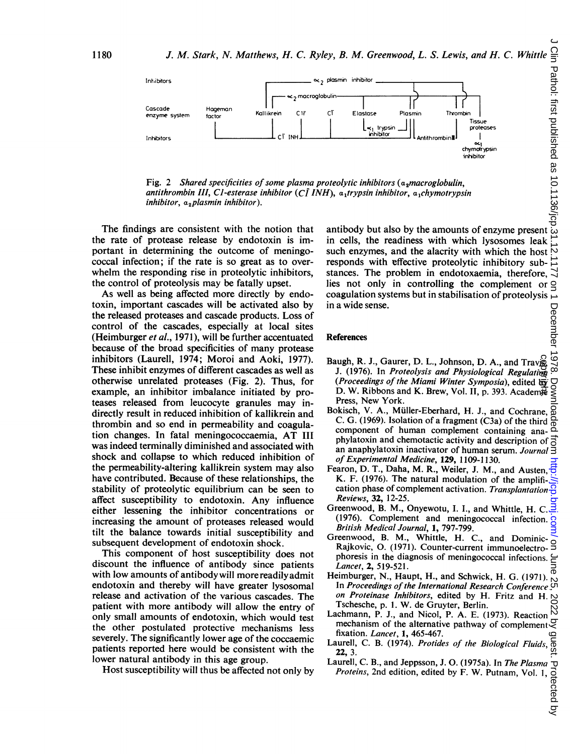Fig. 2 *Shared specificities of some plasma proteolytic inhibitors ($a_2$macroglobulin, antithrombin III, C1-esterase inhibitor ($C\bar{1}$ INH), $a_1$trypsin inhibitor, $a_1$chymotrypsin inhibitor, $a_2$plasmin inhibitor).*

The findings are consistent with the notion that the rate of protease release by endotoxin is important in determining the outcome of meningococcal infection; if the rate is so great as to overwhelm the responding rise in proteolytic inhibitors, the control of proteolysis may be fatally upset.

As well as being affected more directly by endotoxin, important cascades will be activated also by the released proteases and cascade products. Loss of control of the cascades, especially at local sites (Heimburger *et al.*, 1971), will be further accentuated because of the broad specificities of many protease inhibitors (Laurell, 1974; Moroi and Aoki, 1977). These inhibit enzymes of different cascades as well as otherwise unrelated proteases (Fig. 2). Thus, for example, an inhibitor imbalance initiated by proteases released from leucocyte granules may indirectly result in reduced inhibition of kallikrein and thrombin and so end in permeability and coagulation changes. In fatal meningococcaemia, AT III was indeed terminally diminished and associated with shock and collapse to which reduced inhibition of the permeability-altering kallikrein system may also have contributed. Because of these relationships, the stability of proteolytic equilibrium can be seen to affect susceptibility to endotoxin. Any influence either lessening the inhibitor concentrations or increasing the amount of proteases released would tilt the balance towards initial susceptibility and subsequent development of endotoxin shock.

This component of host susceptibility does not discount the influence of antibody since patients with low amounts of antibody will more readily admit endotoxin and thereby will have greater lysosomal release and activation of the various cascades. The patient with more antibody will allow the entry of only small amounts of endotoxin, which would test the other postulated protective mechanisms less severely. The significantly lower age of the coccaemic patients reported here would be consistent with the lower natural antibody in this age group.

Host susceptibility will thus be affected not only by antibody but also by the amounts of enzyme present in cells, the readiness with which lysosomes leak such enzymes, and the alacrity with which the host responds with effective proteolytic inhibitory substances. The problem in endotoxaemia, therefore, lies not only in controlling the complement or coagulation systems but in stabilisation of proteolysis in a wide sense.

## References

Baugh, R. J., Gaurer, D. L., Johnson, D. A., and Travis, J. (1976). In *Proteolysis and Physiological Regulation (Proceedings of the Miami Winter Symposia)*, edited by D. W. Ribbons and K. Brew, Vol. II, p. 393. Academic Press, New York.

Bokisch, V. A., Müller-Eberhard, H. J., and Cochrane, C. G. (1969). Isolation of a fragment (C3a) of the third component of human complement containing anaphylatoxin and chemotactic activity and description of an anaphylatoxin inactivator of human serum. *Journal of Experimental Medicine*, **129**, 1109-1130.

Fearon, D. T., Daha, M. R., Weiler, J. M., and Austen, K. F. (1976). The natural modulation of the amplification phase of complement activation. *Transplantation Reviews*, **32**, 12-25.

Greenwood, B. M., Onyewotu, I. I., and Whittle, H. C. (1976). Complement and meningococcal infection. *British Medical Journal*, **1**, 797-799.

Greenwood, B. M., Whittle, H. C., and Dominic-Rajkovic, O. (1971). Counter-current immunoelectrophoresis in the diagnosis of meningococcal infections. *Lancet*, **2**, 519-521.

Heimburger, N., Haupt, H., and Schwick, H. G. (1971). In *Proceedings of the International Research Conference on Proteinase Inhibitors*, edited by H. Fritz and H. Tschesche, p. 1. W. de Gruyter, Berlin.

Lachmann, P. J., and Nicol, P. A. E. (1973). Reaction mechanism of the alternative pathway of complement fixation. *Lancet*, **1**, 465-467.

Laurell, C. B. (1974). *Protides of the Biological Fluids*, **22**, 3.

Laurell, C. B., and Jeppsson, J. O. (1975a). In *The Plasma Proteins*, 2nd edition, edited by F. W. Putnam, Vol. 1,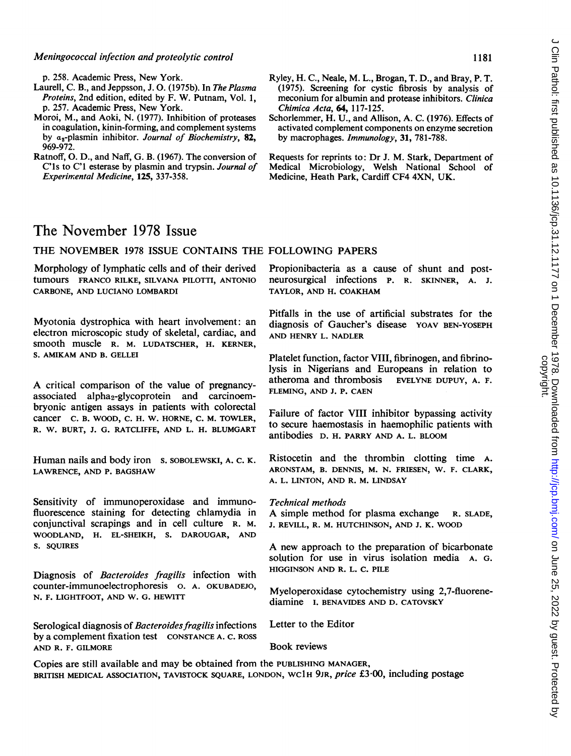p. 258. Academic Press, New York.

Laurell, C. B., and Jeppsson, J. O. (1975b). In *The Plasma Proteins*, 2nd edition, edited by F. W. Putnam, Vol. 1, p. 257. Academic Press, New York.

Moroi, M., and Aoki, N. (1977). Inhibition of proteases in coagulation, kinin-forming, and complement systems by $\alpha_2$-plasmin inhibitor. *Journal of Biochemistry*, **82**, 969-972.

Ratnoff, O. D., and Naff, G. B. (1967). The conversion of C'ls to C'l esterase by plasmin and trypsin. *Journal of Experimental Medicine*, **125**, 337-358.

Ryley, H. C., Neale, M. L., Brogan, T. D., and Bray, P. T. (1975). Screening for cystic fibrosis by analysis of meconium for albumin and protease inhibitors. *Clinica Chimica Acta*, **64**, 117-125.

Schorlemmer, H. U., and Allison, A. C. (1976). Effects of activated complement components on enzyme secretion by macrophages. *Immunology*, **31**, 781-788.

Requests for reprints to: Dr J. M. Stark, Department of Medical Microbiology, Welsh National School of Medicine, Heath Park, Cardiff CF4 4XN, UK.

# The November 1978 Issue

## THE NOVEMBER 1978 ISSUE CONTAINS THE FOLLOWING PAPERS

Morphology of lymphatic cells and of their derived tumours FRANCO RILKE, SILVANA PILOTTI, ANTONIO CARBONE, AND LUCIANO LOMBARDI

Myotonia dystrophica with heart involvement: an electron microscopic study of skeletal, cardiac, and smooth muscle R. M. LUDATSCHER, H. KERNER, S. AMIKAM AND B. GELLEI

A critical comparison of the value of pregnancy-associated alpha$_2$-glycoprotein and carcinoembryonic antigen assays in patients with colorectal cancer C. B. WOOD, C. H. W. HORNE, C. M. TOWLER, R. W. BURT, J. G. RATCLIFFE, AND L. H. BLUMGART

Human nails and body iron S. SOBOLEWSKI, A. C. K. LAWRENCE, AND P. BAGSHAW

Sensitivity of immunoperoxidase and immunofluorescence staining for detecting chlamydia in conjunctival scrapings and in cell culture R. M. WOODLAND, H. EL-SHEIKH, S. DAROUGAR, AND S. SQUIRES

Diagnosis of *Bacteroides fragilis* infection with counter-immunoelectrophoresis O. A. OKUBADEJO, N. F. LIGHTFOOT, AND W. G. HEWITT

Serological diagnosis of *Bacteroides fragilis* infections by a complement fixation test CONSTANCE A. C. ROSS AND R. F. GILMORE

Propionibacteria as a cause of shunt and post-neurosurgical infections P. R. SKINNER, A. J. TAYLOR, AND H. COAKHAM

Pitfalls in the use of artificial substrates for the diagnosis of Gaucher's disease YOAV BEN-YOSEPH AND HENRY L. NADLER

Platelet function, factor VIII, fibrinogen, and fibrinolysis in Nigerians and Europeans in relation to atheroma and thrombosis EVELYNE DUPUY, A. F. FLEMING, AND J. P. CAEN

Failure of factor VIII inhibitor bypassing activity to secure haemostasis in haemophilic patients with antibodies D. H. PARRY AND A. L. BLOOM

Ristocetin and the thrombin clotting time A. ARONSTAM, B. DENNIS, M. N. FRIESEN, W. F. CLARK, A. L. LINTON, AND R. M. LINDSAY

*Technical methods*

A simple method for plasma exchange R. SLADE, J. REVILL, R. M. HUTCHINSON, AND J. K. WOOD

A new approach to the preparation of bicarbonate solution for use in virus isolation media A. G. HIGGINSON AND R. L. C. PILE

Myeloperoxidase cytochemistry using 2,7-fluorenediamine I. BENAVIDES AND D. CATOVSKY

Letter to the Editor

Book reviews

Copies are still available and may be obtained from the PUBLISHING MANAGER, BRITISH MEDICAL ASSOCIATION, TAVISTOCK SQUARE, LONDON, WC1H 9JR, *price* £3·00, including postage